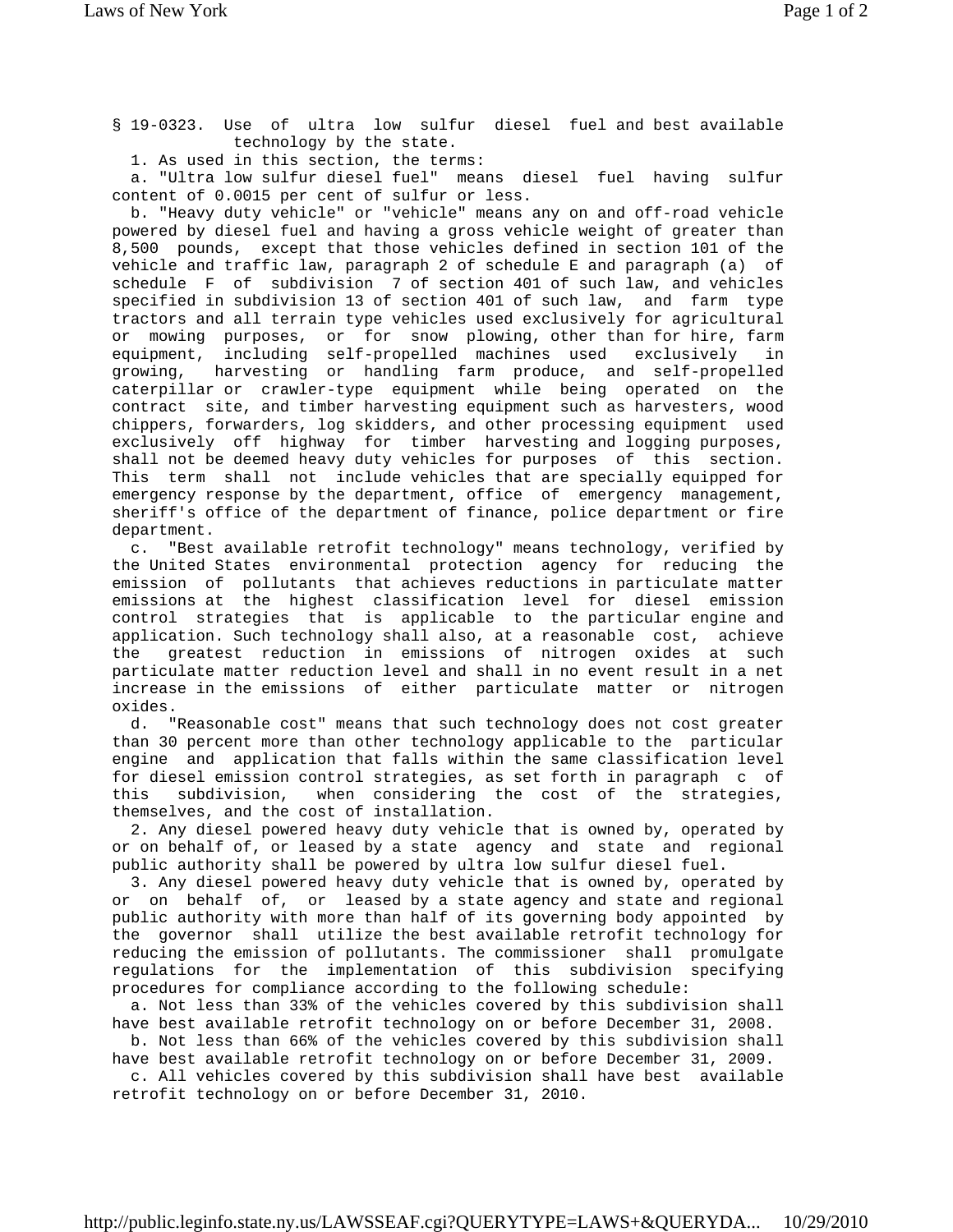§ 19-0323. Use of ultra low sulfur diesel fuel and best available technology by the state.

1. As used in this section, the terms:

a. "Ultra low sulfur diesel fuel" means diesel fuel having sulfur content of 0.0015 per cent of sulfur or less.

b. "Heavy duty vehicle" or "vehicle" means any on and off-road vehicle powered by diesel fuel and having a gross vehicle weight of greater than 8,500 pounds, except that those vehicles defined in section 101 of the vehicle and traffic law, paragraph 2 of schedule E and paragraph (a) of schedule F of subdivision 7 of section 401 of such law, and vehicles specified in subdivision 13 of section 401 of such law, and farm type tractors and all terrain type vehicles used exclusively for agricultural or mowing purposes, or for snow plowing, other than for hire, farm equipment, including self-propelled machines used exclusively in growing, harvesting or handling farm produce, and self-propelled caterpillar or crawler-type equipment while being operated on the contract site, and timber harvesting equipment such as harvesters, wood chippers, forwarders, log skidders, and other processing equipment used exclusively off highway for timber harvesting and logging purposes, shall not be deemed heavy duty vehicles for purposes of this section. This term shall not include vehicles that are specially equipped for emergency response by the department, office of emergency management, sheriff's office of the department of finance, police department or fire department.

c. "Best available retrofit technology" means technology, verified by the United States environmental protection agency for reducing the emission of pollutants that achieves reductions in particulate matter emissions at the highest classification level for diesel emission control strategies that is applicable to the particular engine and application. Such technology shall also, at a reasonable cost, achieve the greatest reduction in emissions of nitrogen oxides at such particulate matter reduction level and shall in no event result in a net increase in the emissions of either particulate matter or nitrogen oxides.

d. "Reasonable cost" means that such technology does not cost greater than 30 percent more than other technology applicable to the particular engine and application that falls within the same classification level for diesel emission control strategies, as set forth in paragraph c of this subdivision, when considering the cost of the strategies, themselves, and the cost of installation.

2. Any diesel powered heavy duty vehicle that is owned by, operated by or on behalf of, or leased by a state agency and state and regional public authority shall be powered by ultra low sulfur diesel fuel.

3. Any diesel powered heavy duty vehicle that is owned by, operated by or on behalf of, or leased by a state agency and state and regional public authority with more than half of its governing body appointed by the governor shall utilize the best available retrofit technology for reducing the emission of pollutants. The commissioner shall promulgate regulations for the implementation of this subdivision specifying procedures for compliance according to the following schedule:

a. Not less than 33% of the vehicles covered by this subdivision shall have best available retrofit technology on or before December 31, 2008.

b. Not less than 66% of the vehicles covered by this subdivision shall have best available retrofit technology on or before December 31, 2009.

c. All vehicles covered by this subdivision shall have best available retrofit technology on or before December 31, 2010.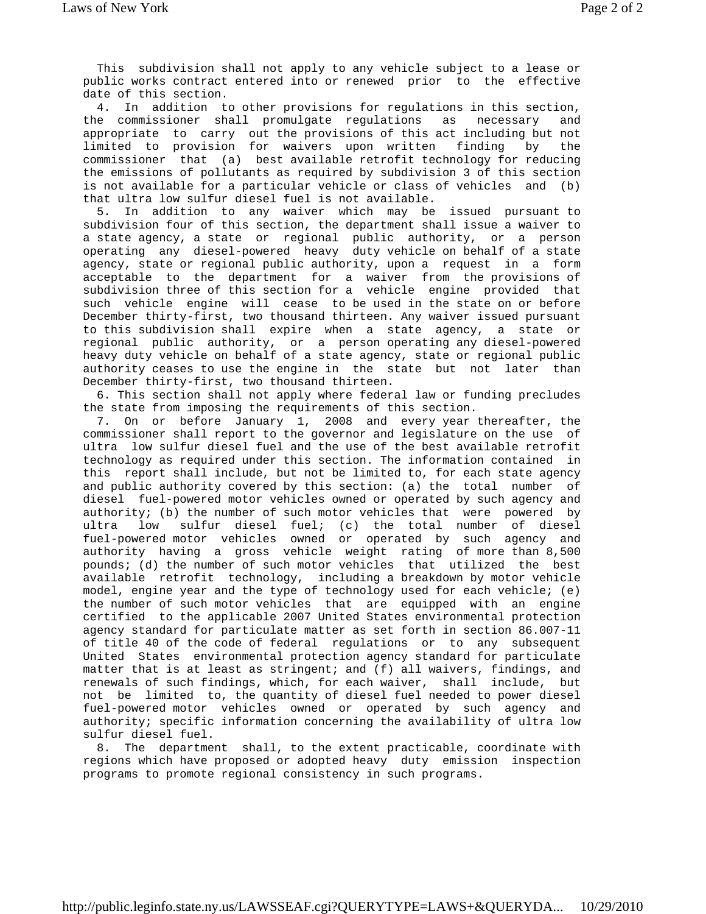This subdivision shall not apply to any vehicle subject to a lease or public works contract entered into or renewed prior to the effective date of this section.

4. In addition to other provisions for regulations in this section, the commissioner shall promulgate regulations as necessary and appropriate to carry out the provisions of this act including but not limited to provision for waivers upon written finding by the commissioner that (a) best available retrofit technology for reducing the emissions of pollutants as required by subdivision 3 of this section is not available for a particular vehicle or class of vehicles and (b) that ultra low sulfur diesel fuel is not available.

5. In addition to any waiver which may be issued pursuant to subdivision four of this section, the department shall issue a waiver to a state agency, a state or regional public authority, or a person operating any diesel-powered heavy duty vehicle on behalf of a state agency, state or regional public authority, upon a request in a form acceptable to the department for a waiver from the provisions of subdivision three of this section for a vehicle engine provided that such vehicle engine will cease to be used in the state on or before December thirty-first, two thousand thirteen. Any waiver issued pursuant to this subdivision shall expire when a state agency, a state or regional public authority, or a person operating any diesel-powered heavy duty vehicle on behalf of a state agency, state or regional public authority ceases to use the engine in the state but not later than December thirty-first, two thousand thirteen.

6. This section shall not apply where federal law or funding precludes the state from imposing the requirements of this section.

7. On or before January 1, 2008 and every year thereafter, the commissioner shall report to the governor and legislature on the use of ultra low sulfur diesel fuel and the use of the best available retrofit technology as required under this section. The information contained in this report shall include, but not be limited to, for each state agency and public authority covered by this section: (a) the total number of diesel fuel-powered motor vehicles owned or operated by such agency and authority; (b) the number of such motor vehicles that were powered by ultra low sulfur diesel fuel; (c) the total number of diesel fuel-powered motor vehicles owned or operated by such agency and authority having a gross vehicle weight rating of more than 8,500 pounds; (d) the number of such motor vehicles that utilized the best available retrofit technology, including a breakdown by motor vehicle model, engine year and the type of technology used for each vehicle; (e) the number of such motor vehicles that are equipped with an engine certified to the applicable 2007 United States environmental protection agency standard for particulate matter as set forth in section 86.007-11 of title 40 of the code of federal regulations or to any subsequent United States environmental protection agency standard for particulate matter that is at least as stringent; and (f) all waivers, findings, and renewals of such findings, which, for each waiver, shall include, but not be limited to, the quantity of diesel fuel needed to power diesel fuel-powered motor vehicles owned or operated by such agency and authority; specific information concerning the availability of ultra low sulfur diesel fuel.

8. The department shall, to the extent practicable, coordinate with regions which have proposed or adopted heavy duty emission inspection programs to promote regional consistency in such programs.